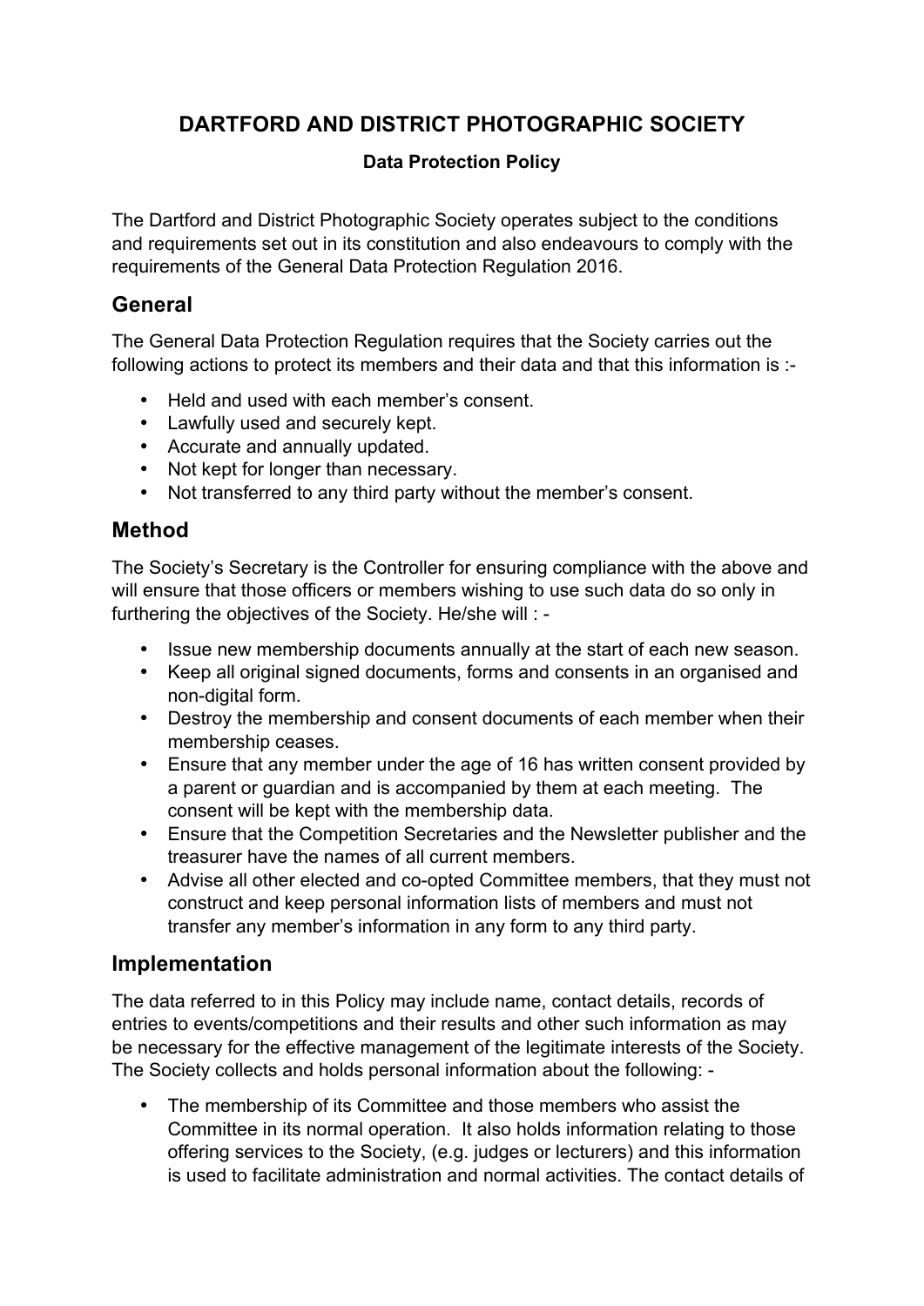# DARTFORD AND DISTRICT PHOTOGRAPHIC SOCIETY

### Data Protection Policy

The Dartford and District Photographic Society operates subject to the conditions and requirements set out in its constitution and also endeavours to comply with the requirements of the General Data Protection Regulation 2016.

## General

The General Data Protection Regulation requires that the Society carries out the following actions to protect its members and their data and that this information is :-

- Held and used with each member's consent.
- Lawfully used and securely kept.
- Accurate and annually updated.
- Not kept for longer than necessary.
- Not transferred to any third party without the member's consent.

## Method

The Society's Secretary is the Controller for ensuring compliance with the above and will ensure that those officers or members wishing to use such data do so only in furthering the objectives of the Society. He/she will : -

- Issue new membership documents annually at the start of each new season.
- Keep all original signed documents, forms and consents in an organised and non-digital form.
- Destroy the membership and consent documents of each member when their membership ceases.
- Ensure that any member under the age of 16 has written consent provided by a parent or guardian and is accompanied by them at each meeting. The consent will be kept with the membership data.
- Ensure that the Competition Secretaries and the Newsletter publisher and the treasurer have the names of all current members.
- Advise all other elected and co-opted Committee members, that they must not construct and keep personal information lists of members and must not transfer any member's information in any form to any third party.

## Implementation

The data referred to in this Policy may include name, contact details, records of entries to events/competitions and their results and other such information as may be necessary for the effective management of the legitimate interests of the Society. The Society collects and holds personal information about the following: -

- The membership of its Committee and those members who assist the Committee in its normal operation. It also holds information relating to those offering services to the Society, (e.g. judges or lecturers) and this information is used to facilitate administration and normal activities. The contact details of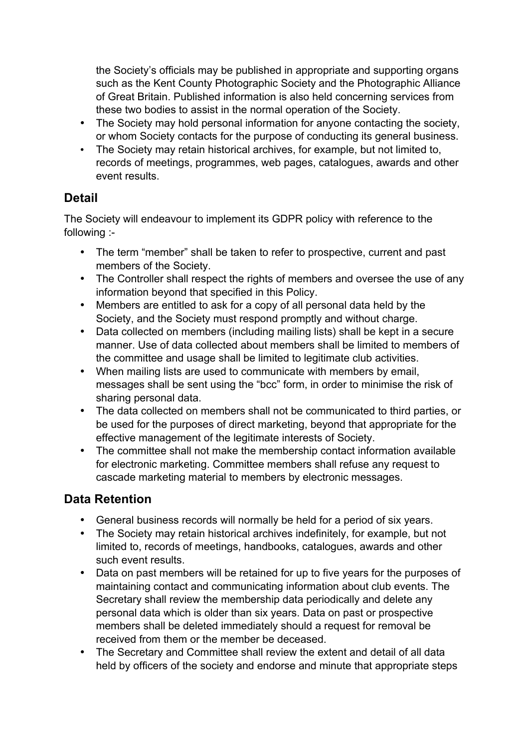the Society's officials may be published in appropriate and supporting organs such as the Kent County Photographic Society and the Photographic Alliance of Great Britain. Published information is also held concerning services from these two bodies to assist in the normal operation of the Society.

- The Society may hold personal information for anyone contacting the society, or whom Society contacts for the purpose of conducting its general business.
- The Society may retain historical archives, for example, but not limited to, records of meetings, programmes, web pages, catalogues, awards and other event results.

## Detail

The Society will endeavour to implement its GDPR policy with reference to the following :-

- The term "member" shall be taken to refer to prospective, current and past members of the Society.
- The Controller shall respect the rights of members and oversee the use of any information beyond that specified in this Policy.
- Members are entitled to ask for a copy of all personal data held by the Society, and the Society must respond promptly and without charge.
- Data collected on members (including mailing lists) shall be kept in a secure manner. Use of data collected about members shall be limited to members of the committee and usage shall be limited to legitimate club activities.
- When mailing lists are used to communicate with members by email, messages shall be sent using the "bcc" form, in order to minimise the risk of sharing personal data.
- The data collected on members shall not be communicated to third parties, or be used for the purposes of direct marketing, beyond that appropriate for the effective management of the legitimate interests of Society.
- The committee shall not make the membership contact information available for electronic marketing. Committee members shall refuse any request to cascade marketing material to members by electronic messages.

## Data Retention

- General business records will normally be held for a period of six years.
- The Society may retain historical archives indefinitely, for example, but not limited to, records of meetings, handbooks, catalogues, awards and other such event results.
- Data on past members will be retained for up to five years for the purposes of maintaining contact and communicating information about club events. The Secretary shall review the membership data periodically and delete any personal data which is older than six years. Data on past or prospective members shall be deleted immediately should a request for removal be received from them or the member be deceased.
- The Secretary and Committee shall review the extent and detail of all data held by officers of the society and endorse and minute that appropriate steps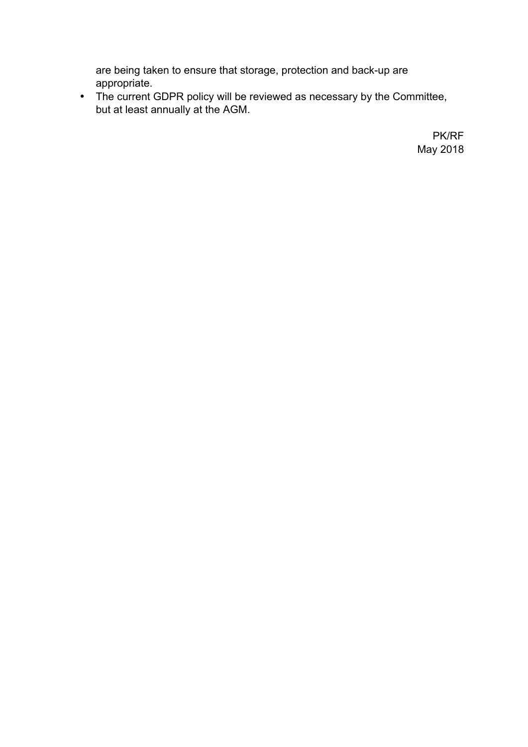are being taken to ensure that storage, protection and back-up are appropriate.

- The current GDPR policy will be reviewed as necessary by the Committee, but at least annually at the AGM.

PK/RF
May 2018